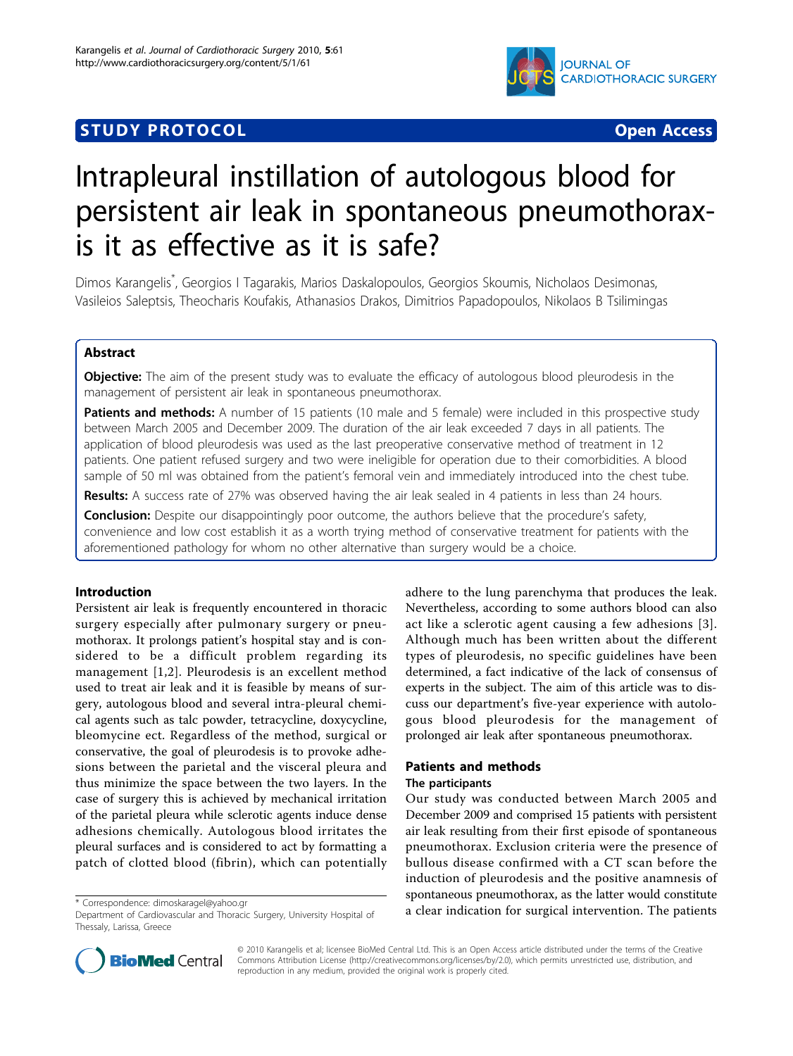## STUDY PROTOCOL

Open Access

# Intrapleural instillation of autologous blood for persistent air leak in spontaneous pneumothorax-is it as effective as it is safe?

Dimos Karangelis*, Georgios I Tagarakis, Marios Daskalopoulos, Georgios Skoumis, Nicholaos Desimonas, Vasileios Saleptsis, Theocharis Koufakis, Athanasios Drakos, Dimitrios Papadopoulos, Nikolaos B Tsilimingas

## Abstract

**Objective:** The aim of the present study was to evaluate the efficacy of autologous blood pleurodesis in the management of persistent air leak in spontaneous pneumothorax.

**Patients and methods:** A number of 15 patients (10 male and 5 female) were included in this prospective study between March 2005 and December 2009. The duration of the air leak exceeded 7 days in all patients. The application of blood pleurodesis was used as the last preoperative conservative method of treatment in 12 patients. One patient refused surgery and two were ineligible for operation due to their comorbidities. A blood sample of 50 ml was obtained from the patient's femoral vein and immediately introduced into the chest tube.

**Results:** A success rate of 27% was observed having the air leak sealed in 4 patients in less than 24 hours.

**Conclusion:** Despite our disappointingly poor outcome, the authors believe that the procedure's safety, convenience and low cost establish it as a worth trying method of conservative treatment for patients with the aforementioned pathology for whom no other alternative than surgery would be a choice.

## Introduction

Persistent air leak is frequently encountered in thoracic surgery especially after pulmonary surgery or pneumothorax. It prolongs patient's hospital stay and is considered to be a difficult problem regarding its management [1,2]. Pleurodesis is an excellent method used to treat air leak and it is feasible by means of surgery, autologous blood and several intra-pleural chemical agents such as talc powder, tetracycline, doxycycline, bleomycine ect. Regardless of the method, surgical or conservative, the goal of pleurodesis is to provoke adhesions between the parietal and the visceral pleura and thus minimize the space between the two layers. In the case of surgery this is achieved by mechanical irritation of the parietal pleura while sclerotic agents induce dense adhesions chemically. Autologous blood irritates the pleural surfaces and is considered to act by formatting a patch of clotted blood (fibrin), which can potentially adhere to the lung parenchyma that produces the leak. Nevertheless, according to some authors blood can also act like a sclerotic agent causing a few adhesions [3]. Although much has been written about the different types of pleurodesis, no specific guidelines have been determined, a fact indicative of the lack of consensus of experts in the subject. The aim of this article was to discuss our department's five-year experience with autologous blood pleurodesis for the management of prolonged air leak after spontaneous pneumothorax.

## Patients and methods

### The participants

Our study was conducted between March 2005 and December 2009 and comprised 15 patients with persistent air leak resulting from their first episode of spontaneous pneumothorax. Exclusion criteria were the presence of bullous disease confirmed with a CT scan before the induction of pleurodesis and the positive anamnesis of spontaneous pneumothorax, as the latter would constitute a clear indication for surgical intervention. The patients

\* Correspondence: dimoskaragel@yahoo.gr
Department of Cardiovascular and Thoracic Surgery, University Hospital of Thessaly, Larissa, Greece

© 2010 Karangelis et al; licensee BioMed Central Ltd. This is an Open Access article distributed under the terms of the Creative Commons Attribution License (http://creativecommons.org/licenses/by/2.0), which permits unrestricted use, distribution, and reproduction in any medium, provided the original work is properly cited.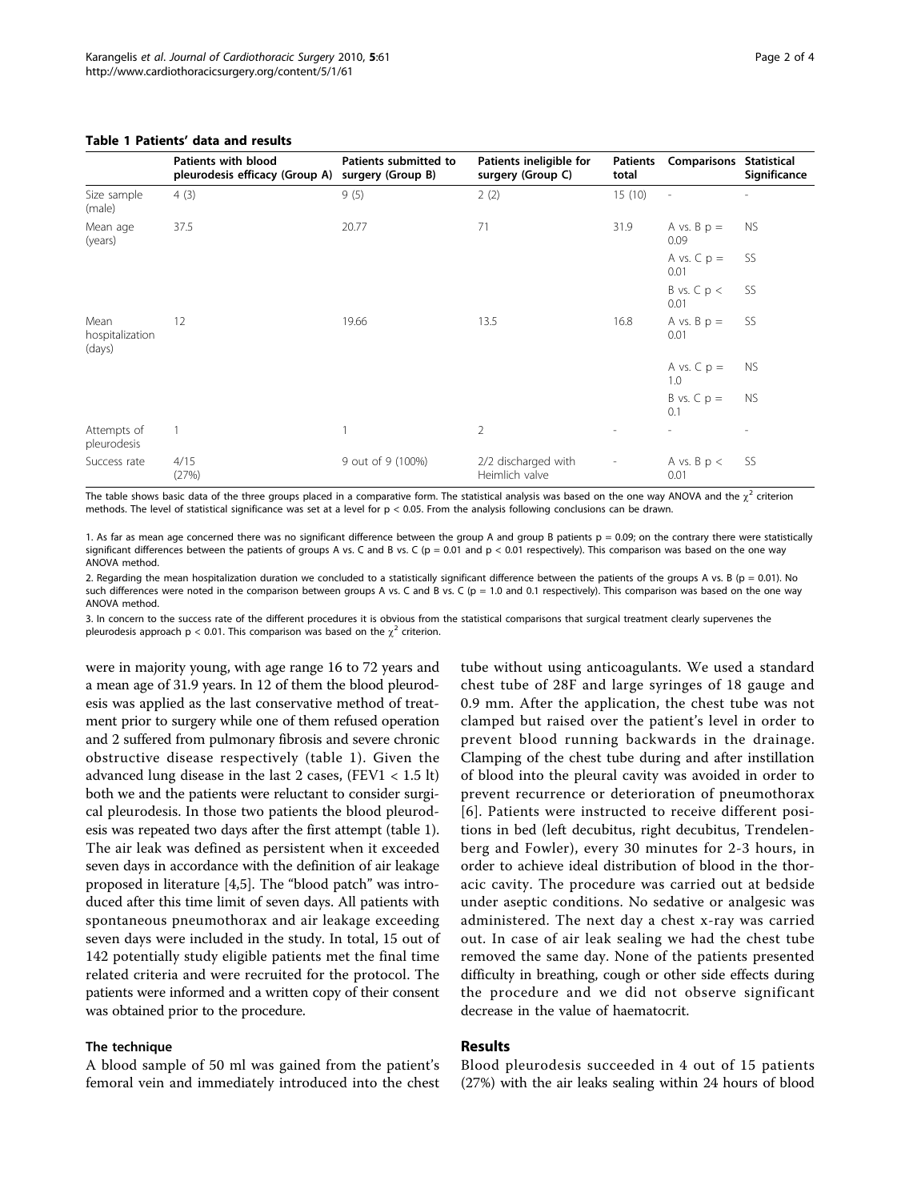**Table 1 Patients' data and results**

| | Patients with blood pleurodesis efficacy (Group A) | Patients submitted to surgery (Group B) | Patients ineligible for surgery (Group C) | Patients total | Comparisons | Statistical Significance |
|---|---|---|---|---|---|---|
| Size sample (male) | 4 (3) | 9 (5) | 2 (2) | 15 (10) | - | - |
| Mean age (years) | 37.5 | 20.77 | 71 | 31.9 | A vs. B p = 0.09 | NS |
| | | | | | A vs. C p = 0.01 | SS |
| | | | | | B vs. C p < 0.01 | SS |
| Mean hospitalization (days) | 12 | 19.66 | 13.5 | 16.8 | A vs. B p = 0.01 | SS |
| | | | | | A vs. C p = 1.0 | NS |
| | | | | | B vs. C p = 0.1 | NS |
| Attempts of pleurodesis | 1 | 1 | 2 | - | - | - |
| Success rate | 4/15 (27%) | 9 out of 9 (100%) | 2/2 discharged with Heimlich valve | - | A vs. B p < 0.01 | SS |

The table shows basic data of the three groups placed in a comparative form. The statistical analysis was based on the one way ANOVA and the $\chi^2$ criterion methods. The level of statistical significance was set at a level for $p < 0.05$. From the analysis following conclusions can be drawn.

1. As far as mean age concerned there was no significant difference between the group A and group B patients p = 0.09; on the contrary there were statistically significant differences between the patients of groups A vs. C and B vs. C (p = 0.01 and p < 0.01 respectively). This comparison was based on the one way ANOVA method.

2. Regarding the mean hospitalization duration we concluded to a statistically significant difference between the patients of the groups A vs. B (p = 0.01). No such differences were noted in the comparison between groups A vs. C and B vs. C (p = 1.0 and 0.1 respectively). This comparison was based on the one way ANOVA method.

3. In concern to the success rate of the different procedures it is obvious from the statistical comparisons that surgical treatment clearly supervenes the pleurodesis approach p < 0.01. This comparison was based on the $\chi^2$ criterion.

were in majority young, with age range 16 to 72 years and a mean age of 31.9 years. In 12 of them the blood pleurodesis was applied as the last conservative method of treatment prior to surgery while one of them refused operation and 2 suffered from pulmonary fibrosis and severe chronic obstructive disease respectively (table 1). Given the advanced lung disease in the last 2 cases, (FEV1 < 1.5 lt) both we and the patients were reluctant to consider surgical pleurodesis. In those two patients the blood pleurodesis was repeated two days after the first attempt (table 1). The air leak was defined as persistent when it exceeded seven days in accordance with the definition of air leakage proposed in literature [4,5]. The "blood patch" was introduced after this time limit of seven days. All patients with spontaneous pneumothorax and air leakage exceeding seven days were included in the study. In total, 15 out of 142 potentially study eligible patients met the final time related criteria and were recruited for the protocol. The patients were informed and a written copy of their consent was obtained prior to the procedure.

### The technique

A blood sample of 50 ml was gained from the patient's femoral vein and immediately introduced into the chest tube without using anticoagulants. We used a standard chest tube of 28F and large syringes of 18 gauge and 0.9 mm. After the application, the chest tube was not clamped but raised over the patient's level in order to prevent blood running backwards in the drainage. Clamping of the chest tube during and after instillation of blood into the pleural cavity was avoided in order to prevent recurrence or deterioration of pneumothorax [6]. Patients were instructed to receive different positions in bed (left decubitus, right decubitus, Trendelenberg and Fowler), every 30 minutes for 2-3 hours, in order to achieve ideal distribution of blood in the thoracic cavity. The procedure was carried out at bedside under aseptic conditions. No sedative or analgesic was administered. The next day a chest x-ray was carried out. In case of air leak sealing we had the chest tube removed the same day. None of the patients presented difficulty in breathing, cough or other side effects during the procedure and we did not observe significant decrease in the value of haematocrit.

## Results

Blood pleurodesis succeeded in 4 out of 15 patients (27%) with the air leaks sealing within 24 hours of blood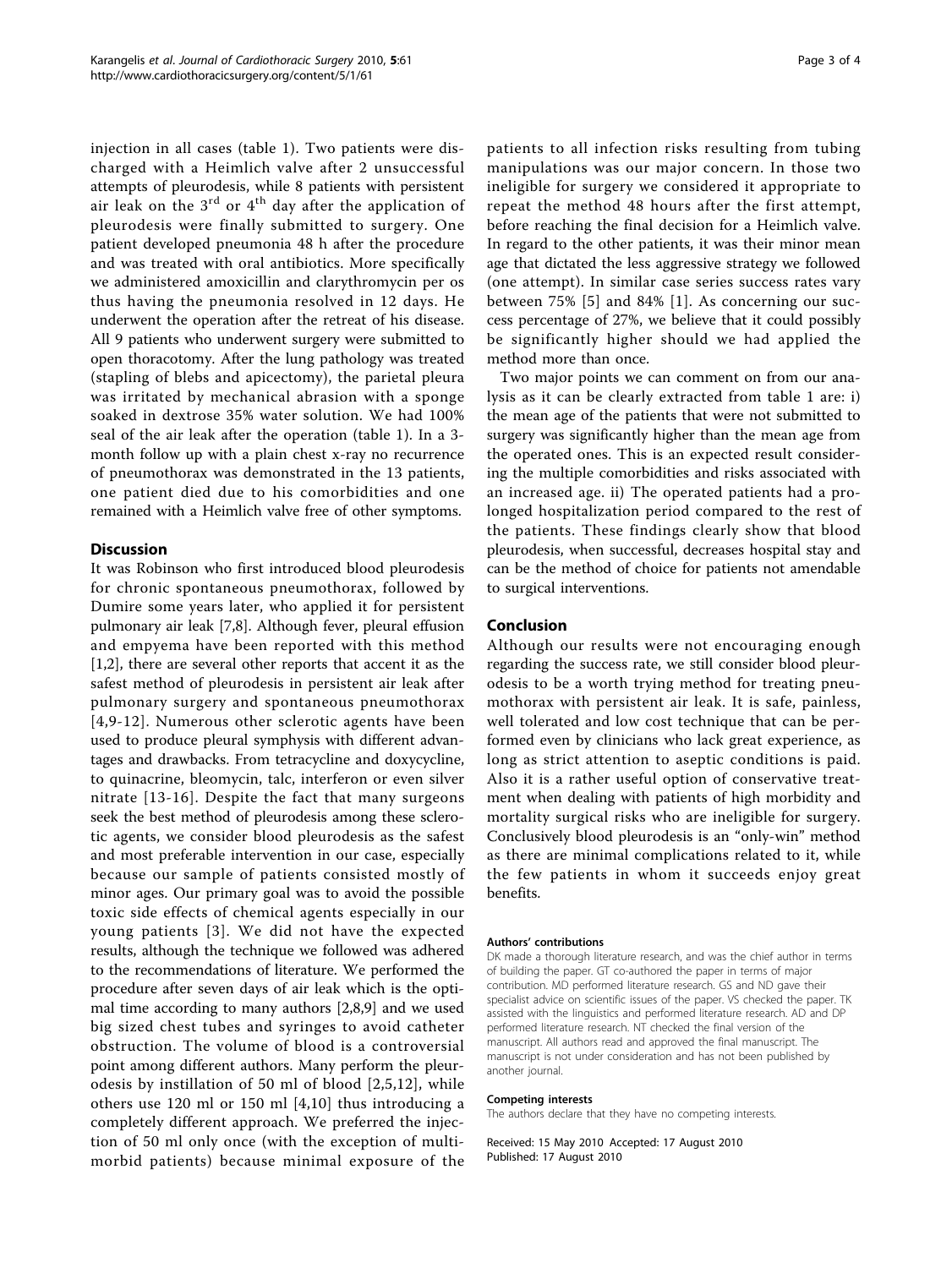injection in all cases (table 1). Two patients were discharged with a Heimlich valve after 2 unsuccessful attempts of pleurodesis, while 8 patients with persistent air leak on the 3rd or 4th day after the application of pleurodesis were finally submitted to surgery. One patient developed pneumonia 48 h after the procedure and was treated with oral antibiotics. More specifically we administered amoxicillin and clarythromycin per os thus having the pneumonia resolved in 12 days. He underwent the operation after the retreat of his disease. All 9 patients who underwent surgery were submitted to open thoracotomy. After the lung pathology was treated (stapling of blebs and apicectomy), the parietal pleura was irritated by mechanical abrasion with a sponge soaked in dextrose 35% water solution. We had 100% seal of the air leak after the operation (table 1). In a 3-month follow up with a plain chest x-ray no recurrence of pneumothorax was demonstrated in the 13 patients, one patient died due to his comorbidities and one remained with a Heimlich valve free of other symptoms.

## Discussion

It was Robinson who first introduced blood pleurodesis for chronic spontaneous pneumothorax, followed by Dumire some years later, who applied it for persistent pulmonary air leak [7,8]. Although fever, pleural effusion and empyema have been reported with this method [1,2], there are several other reports that accent it as the safest method of pleurodesis in persistent air leak after pulmonary surgery and spontaneous pneumothorax [4,9-12]. Numerous other sclerotic agents have been used to produce pleural symphysis with different advantages and drawbacks. From tetracycline and doxycycline, to quinacrine, bleomycin, talc, interferon or even silver nitrate [13-16]. Despite the fact that many surgeons seek the best method of pleurodesis among these sclerotic agents, we consider blood pleurodesis as the safest and most preferable intervention in our case, especially because our sample of patients consisted mostly of minor ages. Our primary goal was to avoid the possible toxic side effects of chemical agents especially in our young patients [3]. We did not have the expected results, although the technique we followed was adhered to the recommendations of literature. We performed the procedure after seven days of air leak which is the optimal time according to many authors [2,8,9] and we used big sized chest tubes and syringes to avoid catheter obstruction. The volume of blood is a controversial point among different authors. Many perform the pleurodesis by instillation of 50 ml of blood [2,5,12], while others use 120 ml or 150 ml [4,10] thus introducing a completely different approach. We preferred the injection of 50 ml only once (with the exception of multimorbid patients) because minimal exposure of the patients to all infection risks resulting from tubing manipulations was our major concern. In those two ineligible for surgery we considered it appropriate to repeat the method 48 hours after the first attempt, before reaching the final decision for a Heimlich valve. In regard to the other patients, it was their minor mean age that dictated the less aggressive strategy we followed (one attempt). In similar case series success rates vary between 75% [5] and 84% [1]. As concerning our success percentage of 27%, we believe that it could possibly be significantly higher should we had applied the method more than once.

Two major points we can comment on from our analysis as it can be clearly extracted from table 1 are: i) the mean age of the patients that were not submitted to surgery was significantly higher than the mean age from the operated ones. This is an expected result considering the multiple comorbidities and risks associated with an increased age. ii) The operated patients had a prolonged hospitalization period compared to the rest of the patients. These findings clearly show that blood pleurodesis, when successful, decreases hospital stay and can be the method of choice for patients not amendable to surgical interventions.

## Conclusion

Although our results were not encouraging enough regarding the success rate, we still consider blood pleurodesis to be a worth trying method for treating pneumothorax with persistent air leak. It is safe, painless, well tolerated and low cost technique that can be performed even by clinicians who lack great experience, as long as strict attention to aseptic conditions is paid. Also it is a rather useful option of conservative treatment when dealing with patients of high morbidity and mortality surgical risks who are ineligible for surgery. Conclusively blood pleurodesis is an "only-win" method as there are minimal complications related to it, while the few patients in whom it succeeds enjoy great benefits.

#### Authors' contributions

DK made a thorough literature research, and was the chief author in terms of building the paper. GT co-authored the paper in terms of major contribution. MD performed literature research. GS and ND gave their specialist advice on scientific issues of the paper. VS checked the paper. TK assisted with the linguistics and performed literature research. AD and DP performed literature research. NT checked the final version of the manuscript. All authors read and approved the final manuscript. The manuscript is not under consideration and has not been published by another journal.

#### Competing interests

The authors declare that they have no competing interests.

Received: 15 May 2010 Accepted: 17 August 2010
Published: 17 August 2010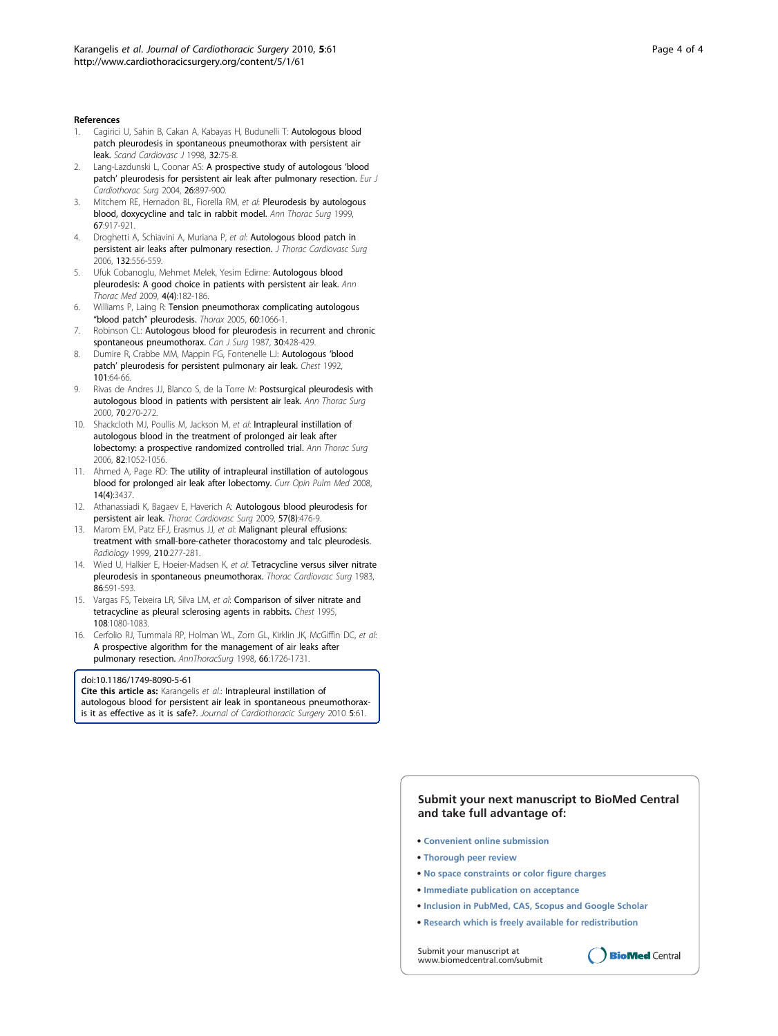## References

1. Cagirici U, Sahin B, Cakan A, Kabayas H, Budunelli T: **Autologous blood patch pleurodesis in spontaneous pneumothorax with persistent air leak.** *Scand Cardiovasc J* 1998, **32**:75-8.
2. Lang-Lazdunski L, Coonar AS: **A prospective study of autologous 'blood patch' pleurodesis for persistent air leak after pulmonary resection.** *Eur J Cardiothorac Surg* 2004, **26**:897-900.
3. Mitchem RE, Hernadon BL, Fiorella RM, *et al*: **Pleurodesis by autologous blood, doxycycline and talc in rabbit model.** *Ann Thorac Surg* 1999, **67**:917-921.
4. Droghetti A, Schiavini A, Muriana P, *et al*: **Autologous blood patch in persistent air leaks after pulmonary resection.** *J Thorac Cardiovasc Surg* 2006, **132**:556-559.
5. Ufuk Cobanoglu, Mehmet Melek, Yesim Edirne: **Autologous blood pleurodesis: A good choice in patients with persistent air leak.** *Ann Thorac Med* 2009, **4(4)**:182-186.
6. Williams P, Laing R: **Tension pneumothorax complicating autologous "blood patch" pleurodesis.** *Thorax* 2005, **60**:1066-1.
7. Robinson CL: **Autologous blood for pleurodesis in recurrent and chronic spontaneous pneumothorax.** *Can J Surg* 1987, **30**:428-429.
8. Dumire R, Crabbe MM, Mappin FG, Fontenelle LJ: **Autologous 'blood patch' pleurodesis for persistent pulmonary air leak.** *Chest* 1992, **101**:64-66.
9. Rivas de Andres JJ, Blanco S, de la Torre M: **Postsurgical pleurodesis with autologous blood in patients with persistent air leak.** *Ann Thorac Surg* 2000, **70**:270-272.
10. Shackcloth MJ, Poullis M, Jackson M, *et al*: **Intrapleural instillation of autologous blood in the treatment of prolonged air leak after lobectomy: a prospective randomized controlled trial.** *Ann Thorac Surg* 2006, **82**:1052-1056.
11. Ahmed A, Page RD: **The utility of intrapleural instillation of autologous blood for prolonged air leak after lobectomy.** *Curr Opin Pulm Med* 2008, **14(4)**:3437.
12. Athanassiadi K, Bagaev E, Haverich A: **Autologous blood pleurodesis for persistent air leak.** *Thorac Cardiovasc Surg* 2009, **57(8)**:476-9.
13. Marom EM, Patz EFJ, Erasmus JJ, *et al*: **Malignant pleural effusions: treatment with small-bore-catheter thoracostomy and talc pleurodesis.** *Radiology* 1999, **210**:277-281.
14. Wied U, Halkier E, Hoeier-Madsen K, *et al*: **Tetracycline versus silver nitrate pleurodesis in spontaneous pneumothorax.** *Thorac Cardiovasc Surg* 1983, **86**:591-593.
15. Vargas FS, Teixeira LR, Silva LM, *et al*: **Comparison of silver nitrate and tetracycline as pleural sclerosing agents in rabbits.** *Chest* 1995, **108**:1080-1083.
16. Cerfolio RJ, Tummala RP, Holman WL, Zorn GL, Kirklin JK, McGiffin DC, *et al*: **A prospective algorithm for the management of air leaks after pulmonary resection.** *AnnThoracSurg* 1998, **66**:1726-1731.

doi:10.1186/1749-8090-5-61

**Cite this article as:** Karangelis *et al.*: Intrapleural instillation of autologous blood for persistent air leak in spontaneous pneumothorax-is it as effective as it is safe?. *Journal of Cardiothoracic Surgery* 2010 **5**:61.

**Submit your next manuscript to BioMed Central and take full advantage of:**

- Convenient online submission
- Thorough peer review
- No space constraints or color figure charges
- Immediate publication on acceptance
- Inclusion in PubMed, CAS, Scopus and Google Scholar
- Research which is freely available for redistribution

Submit your manuscript at
www.biomedcentral.com/submit

BioMed Central